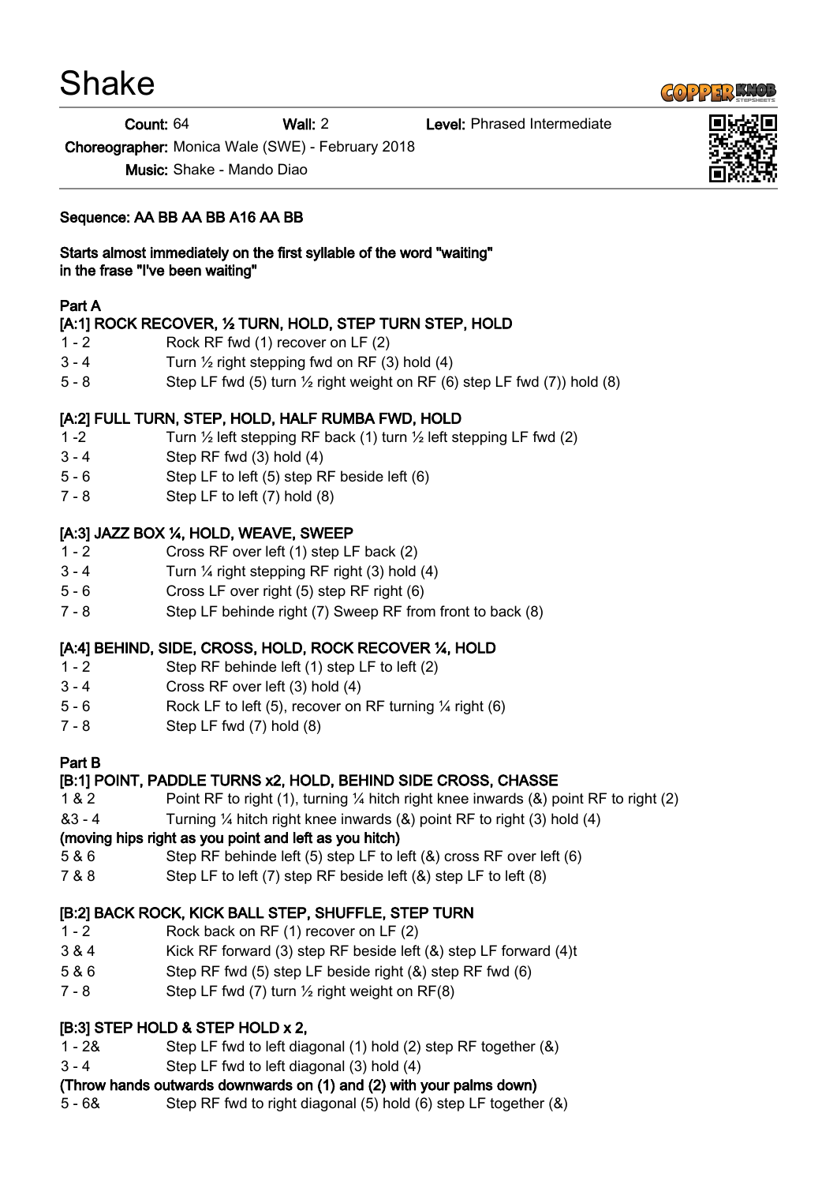# Shake

**Count:** 64 **Wall:** 2 **Level:** Phrased Intermediate

**Choreographer:** Monica Wale (SWE) - February 2018

**Music:** Shake - Mando Diao

**Sequence: AA BB AA BB A16 AA BB**

**Starts almost immediately on the first syllable of the word "waiting" in the frase "I've been waiting"**

## Part A

### [A:1] ROCK RECOVER, ½ TURN, HOLD, STEP TURN STEP, HOLD

| | |
|---|---|
| 1 - 2 | Rock RF fwd (1) recover on LF (2) |
| 3 - 4 | Turn ½ right stepping fwd on RF (3) hold (4) |
| 5 - 8 | Step LF fwd (5) turn ½ right weight on RF (6) step LF fwd (7)) hold (8) |

### [A:2] FULL TURN, STEP, HOLD, HALF RUMBA FWD, HOLD

| | |
|---|---|
| 1 -2 | Turn ½ left stepping RF back (1) turn ½ left stepping LF fwd (2) |
| 3 - 4 | Step RF fwd (3) hold (4) |
| 5 - 6 | Step LF to left (5) step RF beside left (6) |
| 7 - 8 | Step LF to left (7) hold (8) |

### [A:3] JAZZ BOX ¼, HOLD, WEAVE, SWEEP

| | |
|---|---|
| 1 - 2 | Cross RF over left (1) step LF back (2) |
| 3 - 4 | Turn ¼ right stepping RF right (3) hold (4) |
| 5 - 6 | Cross LF over right (5) step RF right (6) |
| 7 - 8 | Step LF behinde right (7) Sweep RF from front to back (8) |

### [A:4] BEHIND, SIDE, CROSS, HOLD, ROCK RECOVER ¼, HOLD

| | |
|---|---|
| 1 - 2 | Step RF behinde left (1) step LF to left (2) |
| 3 - 4 | Cross RF over left (3) hold (4) |
| 5 - 6 | Rock LF to left (5), recover on RF turning ¼ right (6) |
| 7 - 8 | Step LF fwd (7) hold (8) |

## Part B

### [B:1] POINT, PADDLE TURNS x2, HOLD, BEHIND SIDE CROSS, CHASSE

| | |
|---|---|
| 1 & 2 | Point RF to right (1), turning ¼ hitch right knee inwards (&) point RF to right (2) |
| &3 - 4 | Turning ¼ hitch right knee inwards (&) point RF to right (3) hold (4) |

**(moving hips right as you point and left as you hitch)**

| | |
|---|---|
| 5 & 6 | Step RF behinde left (5) step LF to left (&) cross RF over left (6) |
| 7 & 8 | Step LF to left (7) step RF beside left (&) step LF to left (8) |

### [B:2] BACK ROCK, KICK BALL STEP, SHUFFLE, STEP TURN

| | |
|---|---|
| 1 - 2 | Rock back on RF (1) recover on LF (2) |
| 3 & 4 | Kick RF forward (3) step RF beside left (&) step LF forward (4)t |
| 5 & 6 | Step RF fwd (5) step LF beside right (&) step RF fwd (6) |
| 7 - 8 | Step LF fwd (7) turn ½ right weight on RF(8) |

### [B:3] STEP HOLD & STEP HOLD x 2,

| | |
|---|---|
| 1 - 2& | Step LF fwd to left diagonal (1) hold (2) step RF together (&) |
| 3 - 4 | Step LF fwd to left diagonal (3) hold (4) |

**(Throw hands outwards downwards on (1) and (2) with your palms down)**

| | |
|---|---|
| 5 - 6& | Step RF fwd to right diagonal (5) hold (6) step LF together (&) |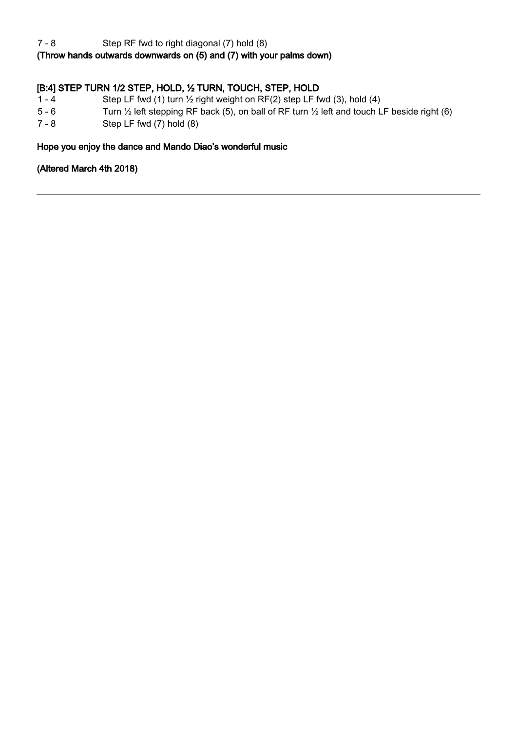7 - 8 Step RF fwd to right diagonal (7) hold (8)

**(Throw hands outwards downwards on (5) and (7) with your palms down)**

**[B:4] STEP TURN 1/2 STEP, HOLD, ½ TURN, TOUCH, STEP, HOLD**

1 - 4 Step LF fwd (1) turn ½ right weight on RF(2) step LF fwd (3), hold (4)

5 - 6 Turn ½ left stepping RF back (5), on ball of RF turn ½ left and touch LF beside right (6)

7 - 8 Step LF fwd (7) hold (8)

**Hope you enjoy the dance and Mando Diao's wonderful music**

**(Altered March 4th 2018)**

---